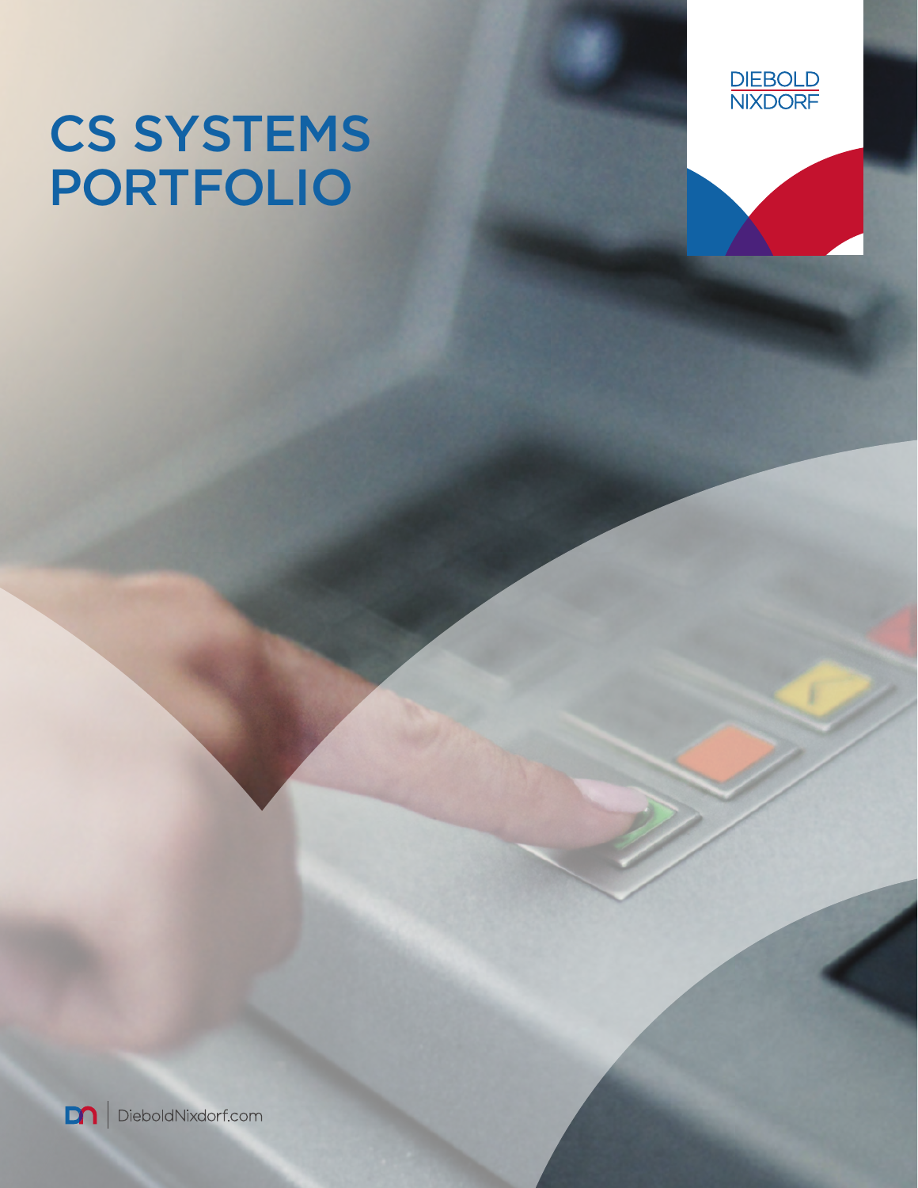# CS SYSTEMS PORTFOLIO

DIEBOLD NIXDORF

DieboldNixdorf.com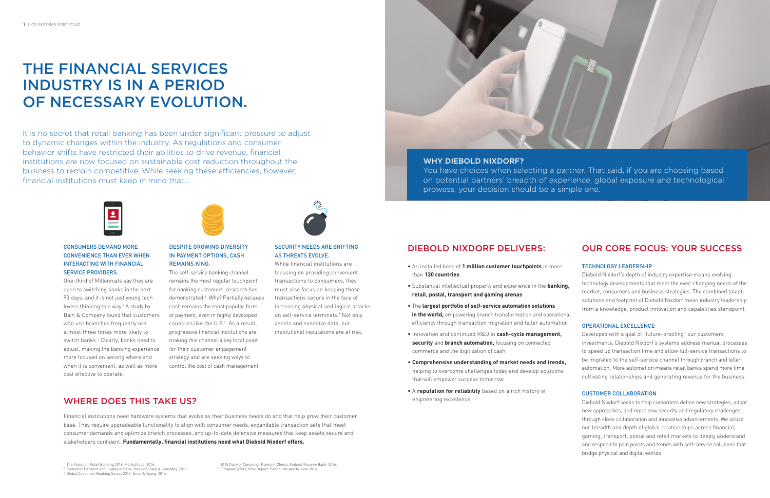# THE FINANCIAL SERVICES INDUSTRY IS IN A PERIOD OF NECESSARY EVOLUTION.

It is no secret that retail banking has been under significant pressure to adjust to dynamic changes within the industry. As regulations and consumer behavior shifts have restricted their abilities to drive revenue, financial institutions are now focused on sustainable cost reduction throughout the business to remain competitive. While seeking these efficiencies, however, financial institutions must keep in mind that…

### CONSUMERS DEMAND MORE CONVENIENCE THAN EVER WHEN INTERACTING WITH FINANCIAL SERVICE PROVIDERS.

One-third of Millennials say they are open to switching banks in the next 90 days, and it is not just young tech lovers thinking this way.[1] A study by Bain & Company found that customers who use branches frequently are almost three times more likely to switch banks.[2] Clearly, banks need to adjust, making the banking experience more focused on serving where and when it is convenient, as well as more cost effective to operate.

### DESPITE GROWING DIVERSITY IN PAYMENT OPTIONS, CASH REMAINS KING.

The self-service banking channel remains the most regular touchpoint for banking customers, research has demonstrated.[3] Why? Partially because cash remains the most popular form of payment, even in highly developed countries like the U.S.[4] As a result, progressive financial institutions are making this channel a key focal point for their customer engagement strategy and are seeking ways to control the cost of cash management.

### SECURITY NEEDS ARE SHIFTING AS THREATS EVOLVE.

While financial institutions are focusing on providing convenient transactions to consumers, they must also focus on keeping those transactions secure in the face of increasing physical and logical attacks on self-service terminals.[5] Not only assets and sensitive data, but institutional reputations are at risk.

## WHERE DOES THIS TAKE US?

Financial institutions need hardware systems that evolve as their business needs do and that help grow their customer base. They require upgradeable functionality to align with consumer needs, expandable transaction sets that meet consumer demands and optimize branch processes, and up-to-date defensive measures that keep assets secure and stakeholders confident. **Fundamentally, financial institutions need what Diebold Nixdorf offers.**

[1] The Future of Retail Banking 2016. Marketforce. 2016.
[2] Customer Behavior and Loyalty in Retail Banking. Bain & Company. 2016.
[3] Global Consumer Banking Survey 2014. Ernst & Young. 2014.
[4] 2015 Diary of Consumer Payment Choice. Federal Reserve Bank. 2016.
[5] European ATM Crime Report: Period January to June 2016.

### WHY DIEBOLD NIXDORF?

You have choices when selecting a partner. That said, if you are choosing based on potential partners' breadth of experience, global exposure and technological prowess, your decision should be a simple one.

## DIEBOLD NIXDORF DELIVERS:

- An installed base of **1 million customer touchpoints** in more than **130 countries**
- Substantial intellectual property and experience in the **banking, retail, postal, transport and gaming arenas**
- The **largest portfolio of self-service automation solutions in the world,** empowering branch transformation and operational efficiency through transaction migration and teller automation
- Innovation and continued R&D in **cash-cycle management, security** and **branch automation,** focusing on connected commerce and the digitization of cash
- **Comprehensive understanding of market needs and trends,** helping to overcome challenges today and develop solutions that will empower success tomorrow
- A **reputation for reliability** based on a rich history of engineering excellence

## OUR CORE FOCUS: YOUR SUCCESS

### TECHNOLOGY LEADERSHIP

Diebold Nixdorf's depth of industry expertise means evolving technology developments that meet the ever-changing needs of the market, consumers and business strategies. The combined talent, solutions and footprint of Diebold Nixdorf mean industry leadership from a knowledge, product innovation and capabilities standpoint.

### OPERATIONAL EXCELLENCE

Developed with a goal of "future-proofing" our customers' investments, Diebold Nixdorf's systems address manual processes to speed up transaction time and allow full-service transactions to be migrated to the self-service channel through branch and teller automation. More automation means retail banks spend more time cultivating relationships and generating revenue for the business.

### CUSTOMER COLLABORATION

Diebold Nixdorf seeks to help customers define new strategies, adopt new approaches, and meet new security and regulatory challenges through close collaboration and innovative advancements. We utilize our breadth and depth of global relationships across financial, gaming, transport, postal and retail markets to deeply understand and respond to pain points and trends with self-service solutions that bridge physical and digital worlds.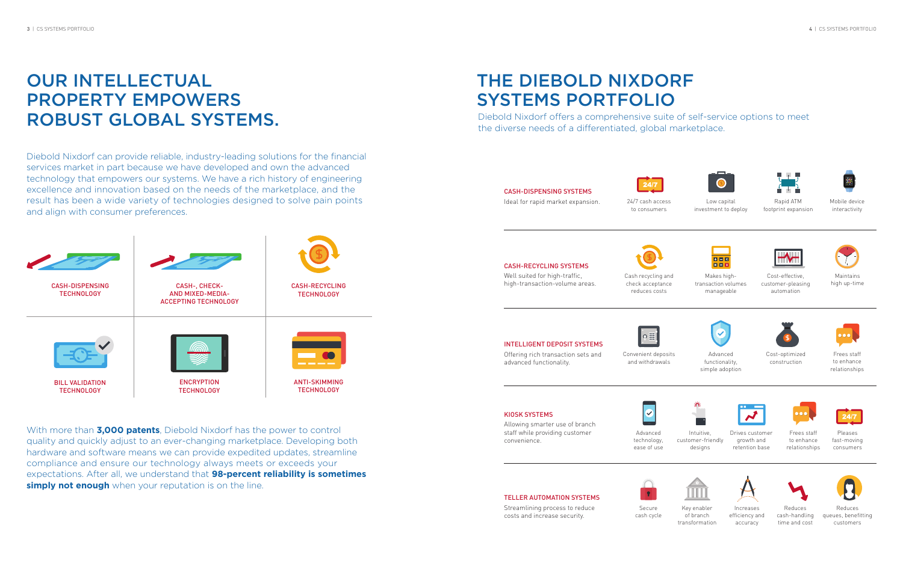# OUR INTELLECTUAL PROPERTY EMPOWERS ROBUST GLOBAL SYSTEMS.

Diebold Nixdorf can provide reliable, industry-leading solutions for the financial services market in part because we have developed and own the advanced technology that empowers our systems. We have a rich history of engineering excellence and innovation based on the needs of the marketplace, and the result has been a wide variety of technologies designed to solve pain points and align with consumer preferences.

| CASH-DISPENSING TECHNOLOGY | CASH-, CHECK- AND MIXED-MEDIA-ACCEPTING TECHNOLOGY | CASH-RECYCLING TECHNOLOGY |
| --- | --- | --- |
| BILL VALIDATION TECHNOLOGY | ENCRYPTION TECHNOLOGY | ANTI-SKIMMING TECHNOLOGY |

With more than **3,000 patents**, Diebold Nixdorf has the power to control quality and quickly adjust to an ever-changing marketplace. Developing both hardware and software means we can provide expedited updates, streamline compliance and ensure our technology always meets or exceeds your expectations. After all, we understand that **98-percent reliability is sometimes simply not enough** when your reputation is on the line.

# THE DIEBOLD NIXDORF SYSTEMS PORTFOLIO

Diebold Nixdorf offers a comprehensive suite of self-service options to meet the diverse needs of a differentiated, global marketplace.

### CASH-DISPENSING SYSTEMS

Ideal for rapid market expansion.

- 24/7 cash access to consumers
- Low capital investment to deploy
- Rapid ATM footprint expansion
- Mobile device interactivity

### CASH-RECYCLING SYSTEMS

Well suited for high-traffic, high-transaction-volume areas.

- Cash recycling and check acceptance reduces costs
- Makes high-transaction volumes manageable
- Cost-effective, customer-pleasing automation
- Maintains high up-time

### INTELLIGENT DEPOSIT SYSTEMS

Offering rich transaction sets and advanced functionality.

- Convenient deposits and withdrawals
- Advanced functionality, simple adoption
- Cost-optimized construction
- Frees staff to enhance relationships

### KIOSK SYSTEMS

Allowing smarter use of branch staff while providing customer convenience.

- Advanced technology, ease of use
- Intuitive, customer-friendly designs
- Drives customer growth and retention base
- Frees staff to enhance relationships
- Pleases fast-moving consumers

### TELLER AUTOMATION SYSTEMS

Streamlining process to reduce costs and increase security.

- Secure cash cycle
- Key enabler of branch transformation
- Increases efficiency and accuracy
- Reduces cash-handling time and cost
- Reduces queues, benefitting customers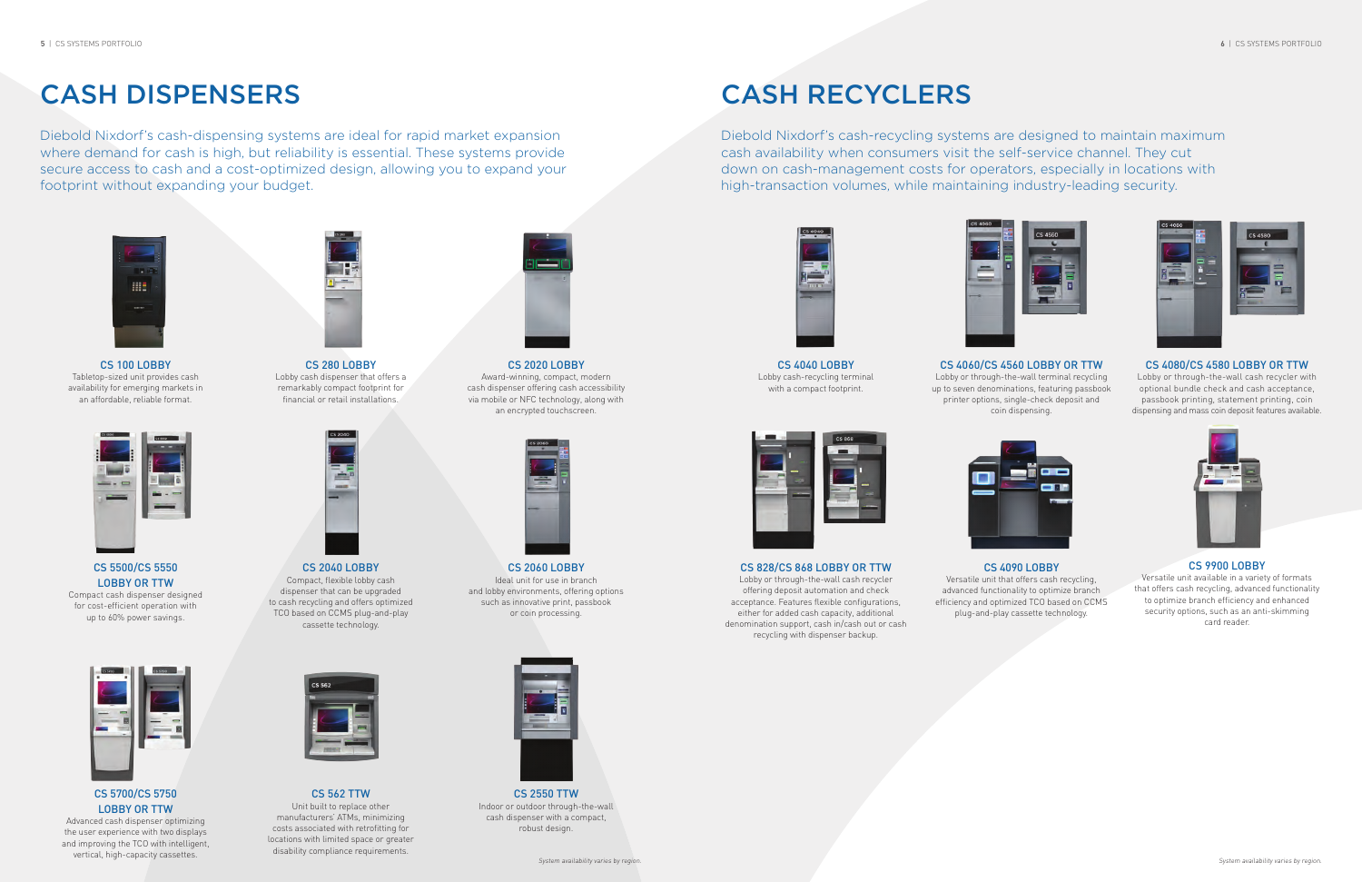# CASH DISPENSERS

Diebold Nixdorf's cash-dispensing systems are ideal for rapid market expansion where demand for cash is high, but reliability is essential. These systems provide secure access to cash and a cost-optimized design, allowing you to expand your footprint without expanding your budget.

### CS 100 LOBBY

Tabletop-sized unit provides cash availability for emerging markets in an affordable, reliable format.

### CS 280 LOBBY

Lobby cash dispenser that offers a remarkably compact footprint for financial or retail installations.

### CS 2020 LOBBY

Award-winning, compact, modern cash dispenser offering cash accessibility via mobile or NFC technology, along with an encrypted touchscreen.

### CS 5500/CS 5550 LOBBY OR TTW

Compact cash dispenser designed for cost-efficient operation with up to 60% power savings.

### CS 2040 LOBBY

Compact, flexible lobby cash dispenser that can be upgraded to cash recycling and offers optimized TCO based on CCMS plug-and-play cassette technology.

### CS 2060 LOBBY

Ideal unit for use in branch and lobby environments, offering options such as innovative print, passbook or coin processing.

### CS 5700/CS 5750 LOBBY OR TTW

Advanced cash dispenser optimizing the user experience with two displays and improving the TCO with intelligent, vertical, high-capacity cassettes.

### CS 562 TTW

Unit built to replace other manufacturers' ATMs, minimizing costs associated with retrofitting for locations with limited space or greater disability compliance requirements.

### CS 2550 TTW

Indoor or outdoor through-the-wall cash dispenser with a compact, robust design.

*System availability varies by region.*

# CASH RECYCLERS

Diebold Nixdorf's cash-recycling systems are designed to maintain maximum cash availability when consumers visit the self-service channel. They cut down on cash-management costs for operators, especially in locations with high-transaction volumes, while maintaining industry-leading security.

### CS 4040 LOBBY

Lobby cash-recycling terminal with a compact footprint.

### CS 4060/CS 4560 LOBBY OR TTW

Lobby or through-the-wall terminal recycling up to seven denominations, featuring passbook printer options, single-check deposit and coin dispensing.

### CS 4080/CS 4580 LOBBY OR TTW

Lobby or through-the-wall cash recycler with optional bundle check and cash acceptance, passbook printing, statement printing, coin dispensing and mass coin deposit features available.

### CS 828/CS 868 LOBBY OR TTW

Lobby or through-the-wall cash recycler offering deposit automation and check acceptance. Features flexible configurations, either for added cash capacity, additional denomination support, cash in/cash out or cash recycling with dispenser backup.

### CS 4090 LOBBY

Versatile unit that offers cash recycling, advanced functionality to optimize branch efficiency and optimized TCO based on CCMS plug-and-play cassette technology.

### CS 9900 LOBBY

Versatile unit available in a variety of formats that offers cash recycling, advanced functionality to optimize branch efficiency and enhanced security options, such as an anti-skimming card reader.

*System availability varies by region.*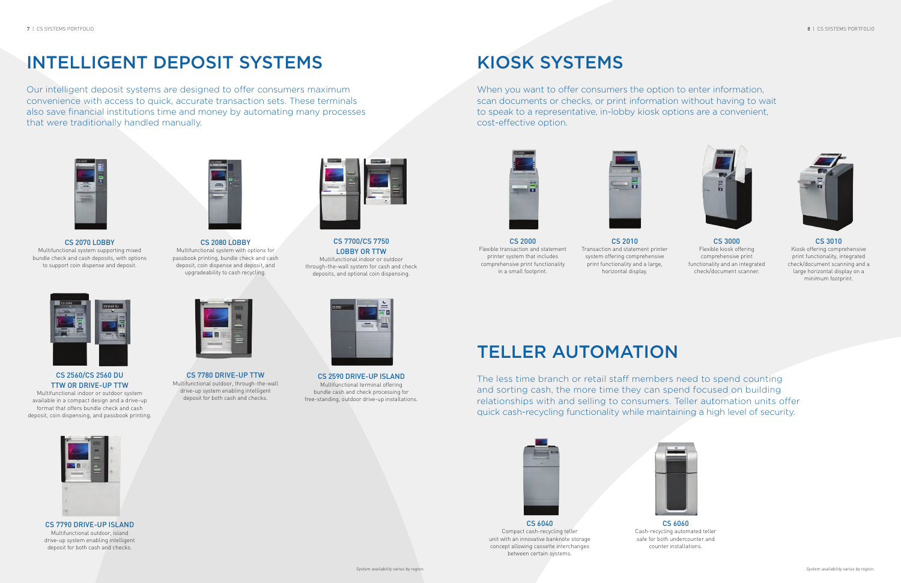# INTELLIGENT DEPOSIT SYSTEMS

Our intelligent deposit systems are designed to offer consumers maximum convenience with access to quick, accurate transaction sets. These terminals also save financial institutions time and money by automating many processes that were traditionally handled manually.

### CS 2070 LOBBY

Multifunctional system supporting mixed bundle check and cash deposits, with options to support coin dispense and deposit.

### CS 2080 LOBBY

Multifunctional system with options for passbook printing, bundle check and cash deposit, coin dispense and deposit, and upgradeability to cash recycling.

### CS 7700/CS 7750 LOBBY OR TTW

Multifunctional indoor or outdoor through-the-wall system for cash and check deposits, and optional coin dispensing.

### CS 2560/CS 2560 DU TTW OR DRIVE-UP TTW

Multifunctional indoor or outdoor system available in a compact design and a drive-up format that offers bundle check and cash deposit, coin dispensing, and passbook printing.

### CS 7780 DRIVE-UP TTW

Multifunctional outdoor, through-the-wall drive-up system enabling intelligent deposit for both cash and checks.

### CS 2590 DRIVE-UP ISLAND

Multifunctional terminal offering bundle cash and check processing for free-standing, outdoor drive-up installations.

### CS 7790 DRIVE-UP ISLAND

Multifunctional outdoor, island drive-up system enabling intelligent deposit for both cash and checks.

*System availability varies by region.*

# KIOSK SYSTEMS

When you want to offer consumers the option to enter information, scan documents or checks, or print information without having to wait to speak to a representative, in-lobby kiosk options are a convenient, cost-effective option.

### CS 2000

Flexible transaction and statement printer system that includes comprehensive print functionality in a small footprint.

### CS 2010

Transaction and statement printer system offering comprehensive print functionality and a large, horizontal display.

### CS 3000

Flexible kiosk offering comprehensive print functionality and an integrated check/document scanner.

### CS 3010

Kiosk offering comprehensive print functionality, integrated check/document scanning and a large horizontal display on a minimum footprint.

# TELLER AUTOMATION

The less time branch or retail staff members need to spend counting and sorting cash, the more time they can spend focused on building relationships with and selling to consumers. Teller automation units offer quick cash-recycling functionality while maintaining a high level of security.

### CS 6040

Compact cash-recycling teller unit with an innovative banknote storage concept allowing cassette interchanges between certain systems.

### CS 6060

Cash-recycling automated teller safe for both undercounter and counter installations.

*System availability varies by region.*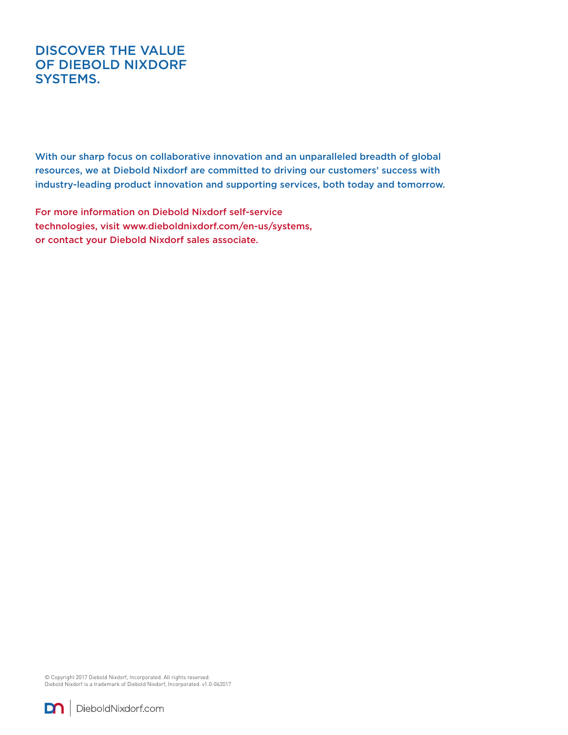# DISCOVER THE VALUE OF DIEBOLD NIXDORF SYSTEMS.

With our sharp focus on collaborative innovation and an unparalleled breadth of global resources, we at Diebold Nixdorf are committed to driving our customers' success with industry-leading product innovation and supporting services, both today and tomorrow.

For more information on Diebold Nixdorf self-service technologies, visit www.dieboldnixdorf.com/en-us/systems, or contact your Diebold Nixdorf sales associate.

© Copyright 2017 Diebold Nixdorf, Incorporated. All rights reserved.
Diebold Nixdorf is a trademark of Diebold Nixdorf, Incorporated. v1.0-062017

DieboldNixdorf.com